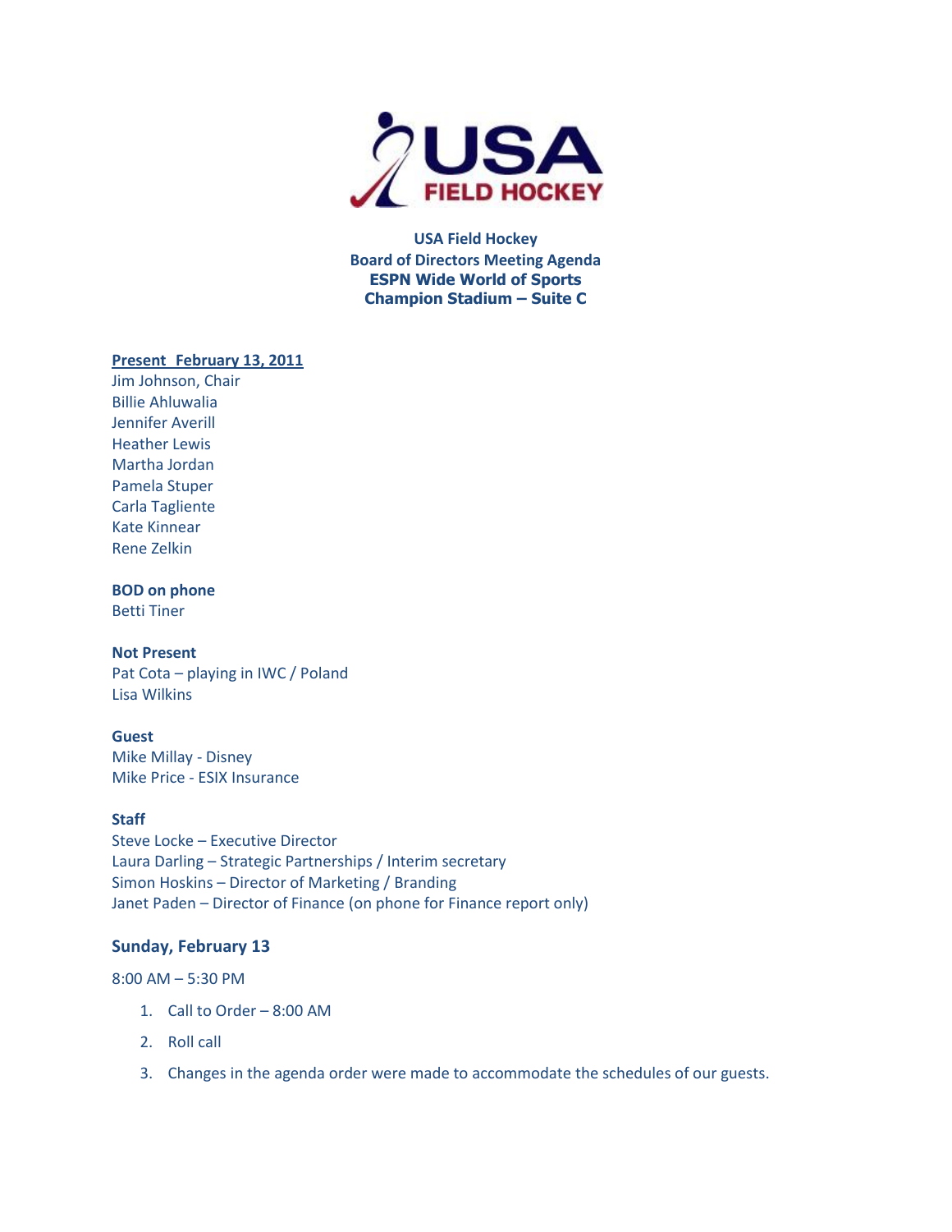**USA Field Hockey**
**Board of Directors Meeting Agenda**
**ESPN Wide World of Sports**
**Champion Stadium – Suite C**

**Present February 13, 2011**

Jim Johnson, Chair
Billie Ahluwalia
Jennifer Averill
Heather Lewis
Martha Jordan
Pamela Stuper
Carla Tagliente
Kate Kinnear
Rene Zelkin

**BOD on phone**

Betti Tiner

**Not Present**

Pat Cota – playing in IWC / Poland
Lisa Wilkins

**Guest**

Mike Millay - Disney
Mike Price - ESIX Insurance

**Staff**

Steve Locke – Executive Director
Laura Darling – Strategic Partnerships / Interim secretary
Simon Hoskins – Director of Marketing / Branding
Janet Paden – Director of Finance (on phone for Finance report only)

## Sunday, February 13

8:00 AM – 5:30 PM

1. Call to Order – 8:00 AM
2. Roll call
3. Changes in the agenda order were made to accommodate the schedules of our guests.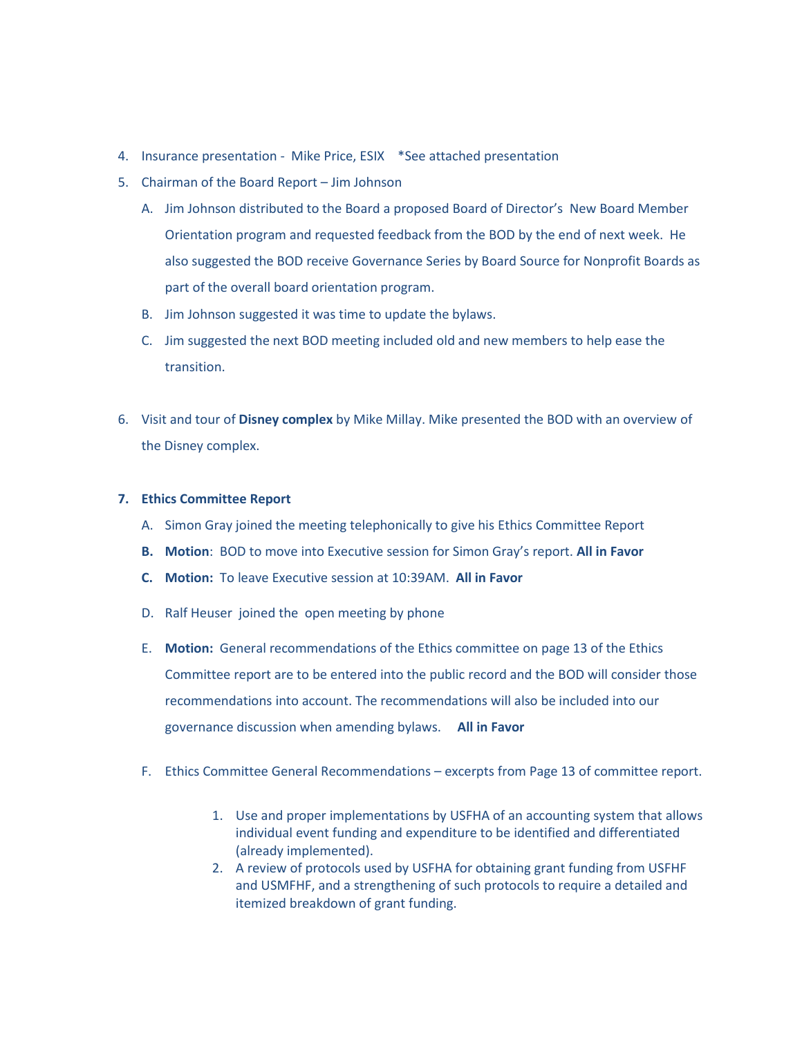4. Insurance presentation - Mike Price, ESIX *See attached presentation
5. Chairman of the Board Report – Jim Johnson
   A. Jim Johnson distributed to the Board a proposed Board of Director's New Board Member Orientation program and requested feedback from the BOD by the end of next week. He also suggested the BOD receive Governance Series by Board Source for Nonprofit Boards as part of the overall board orientation program.
   B. Jim Johnson suggested it was time to update the bylaws.
   C. Jim suggested the next BOD meeting included old and new members to help ease the transition.

6. Visit and tour of **Disney complex** by Mike Millay. Mike presented the BOD with an overview of the Disney complex.

7. **Ethics Committee Report**
   A. Simon Gray joined the meeting telephonically to give his Ethics Committee Report
   **B. Motion**: BOD to move into Executive session for Simon Gray's report. **All in Favor**
   **C. Motion:** To leave Executive session at 10:39AM. **All in Favor**

   D. Ralf Heuser joined the open meeting by phone

   E. **Motion:** General recommendations of the Ethics committee on page 13 of the Ethics Committee report are to be entered into the public record and the BOD will consider those recommendations into account. The recommendations will also be included into our governance discussion when amending bylaws. **All in Favor**

   F. Ethics Committee General Recommendations – excerpts from Page 13 of committee report.

      1. Use and proper implementations by USFHA of an accounting system that allows individual event funding and expenditure to be identified and differentiated (already implemented).
      2. A review of protocols used by USFHA for obtaining grant funding from USFHF and USMFHF, and a strengthening of such protocols to require a detailed and itemized breakdown of grant funding.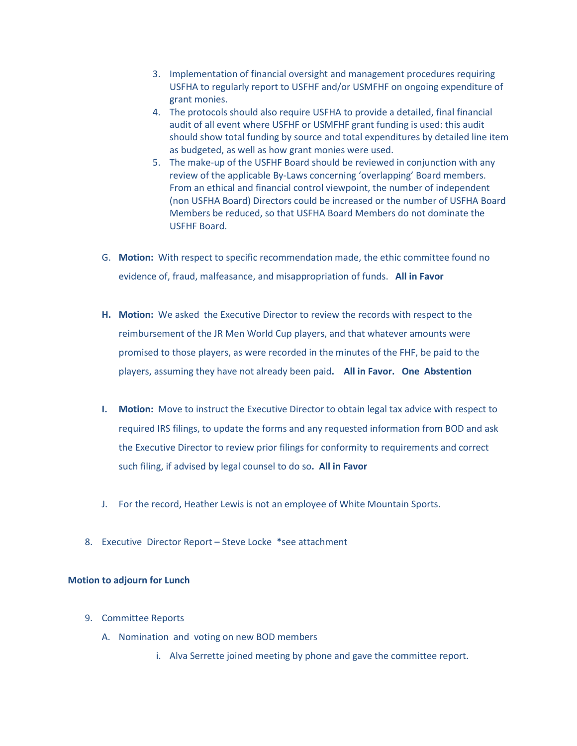3. Implementation of financial oversight and management procedures requiring USFHA to regularly report to USFHF and/or USMFHF on ongoing expenditure of grant monies.
4. The protocols should also require USFHA to provide a detailed, final financial audit of all event where USFHF or USMFHF grant funding is used: this audit should show total funding by source and total expenditures by detailed line item as budgeted, as well as how grant monies were used.
5. The make-up of the USFHF Board should be reviewed in conjunction with any review of the applicable By-Laws concerning 'overlapping' Board members. From an ethical and financial control viewpoint, the number of independent (non USFHA Board) Directors could be increased or the number of USFHA Board Members be reduced, so that USFHA Board Members do not dominate the USFHF Board.

G. **Motion:** With respect to specific recommendation made, the ethic committee found no evidence of, fraud, malfeasance, and misappropriation of funds. **All in Favor**

**H.** **Motion:** We asked the Executive Director to review the records with respect to the reimbursement of the JR Men World Cup players, and that whatever amounts were promised to those players, as were recorded in the minutes of the FHF, be paid to the players, assuming they have not already been paid**.** **All in Favor. One Abstention**

**I.** **Motion:** Move to instruct the Executive Director to obtain legal tax advice with respect to required IRS filings, to update the forms and any requested information from BOD and ask the Executive Director to review prior filings for conformity to requirements and correct such filing, if advised by legal counsel to do so**.** **All in Favor**

J. For the record, Heather Lewis is not an employee of White Mountain Sports.

8. Executive Director Report – Steve Locke *see attachment

**Motion to adjourn for Lunch**

9. Committee Reports
   A. Nomination and voting on new BOD members
      i. Alva Serrette joined meeting by phone and gave the committee report.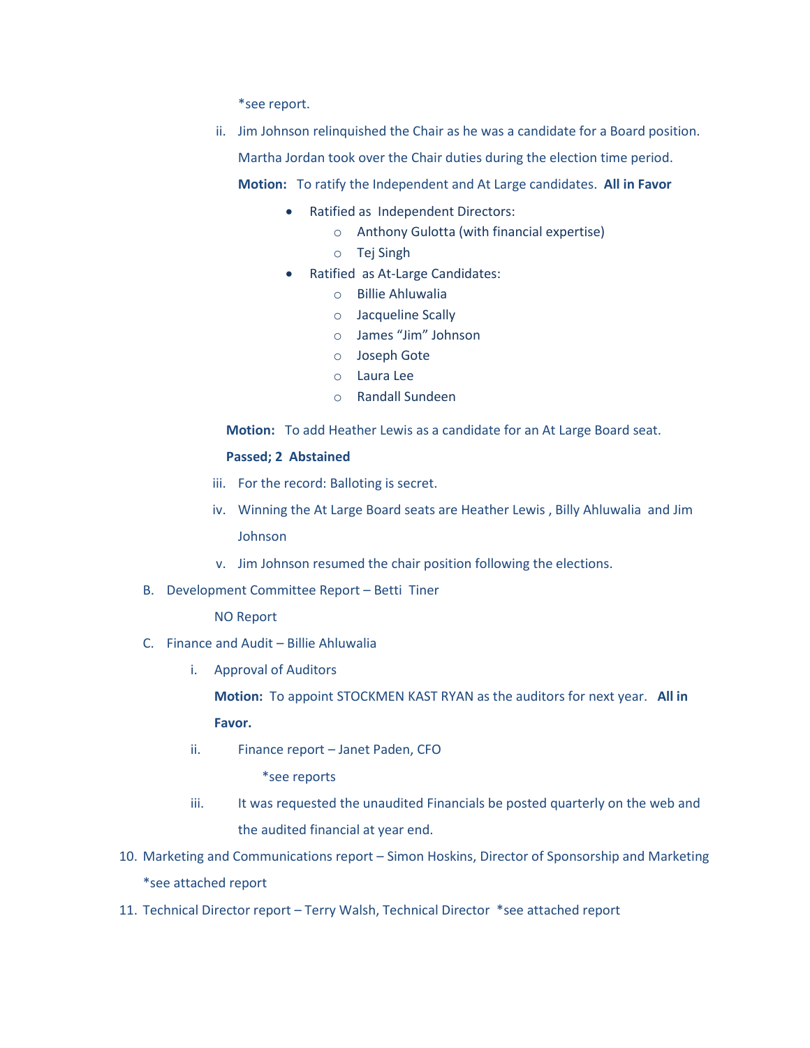*see report.

ii. Jim Johnson relinquished the Chair as he was a candidate for a Board position. Martha Jordan took over the Chair duties during the election time period.

**Motion:** To ratify the Independent and At Large candidates. **All in Favor**

- Ratified as Independent Directors:
  - Anthony Gulotta (with financial expertise)
  - Tej Singh
- Ratified as At-Large Candidates:
  - Billie Ahluwalia
  - Jacqueline Scally
  - James "Jim" Johnson
  - Joseph Gote
  - Laura Lee
  - Randall Sundeen

**Motion:** To add Heather Lewis as a candidate for an At Large Board seat.

**Passed; 2 Abstained**

iii. For the record: Balloting is secret.

iv. Winning the At Large Board seats are Heather Lewis , Billy Ahluwalia and Jim Johnson

v. Jim Johnson resumed the chair position following the elections.

B. Development Committee Report – Betti Tiner

NO Report

C. Finance and Audit – Billie Ahluwalia

i. Approval of Auditors

**Motion:** To appoint STOCKMEN KAST RYAN as the auditors for next year. **All in Favor.**

ii. Finance report – Janet Paden, CFO

*see reports

iii. It was requested the unaudited Financials be posted quarterly on the web and the audited financial at year end.

10. Marketing and Communications report – Simon Hoskins, Director of Sponsorship and Marketing *see attached report

11. Technical Director report – Terry Walsh, Technical Director *see attached report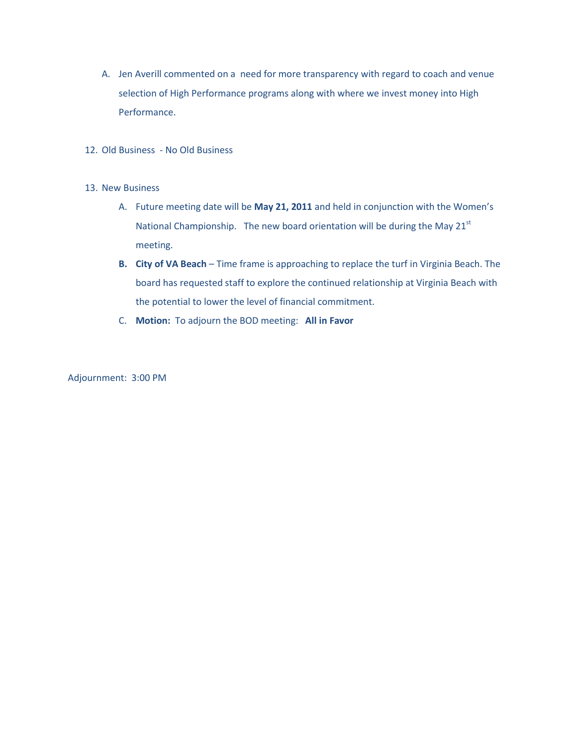A. Jen Averill commented on a need for more transparency with regard to coach and venue selection of High Performance programs along with where we invest money into High Performance.

12. Old Business - No Old Business

13. New Business
    A. Future meeting date will be **May 21, 2011** and held in conjunction with the Women's National Championship. The new board orientation will be during the May 21st meeting.
    B. **City of VA Beach** – Time frame is approaching to replace the turf in Virginia Beach. The board has requested staff to explore the continued relationship at Virginia Beach with the potential to lower the level of financial commitment.
    C. **Motion:** To adjourn the BOD meeting: **All in Favor**

Adjournment: 3:00 PM